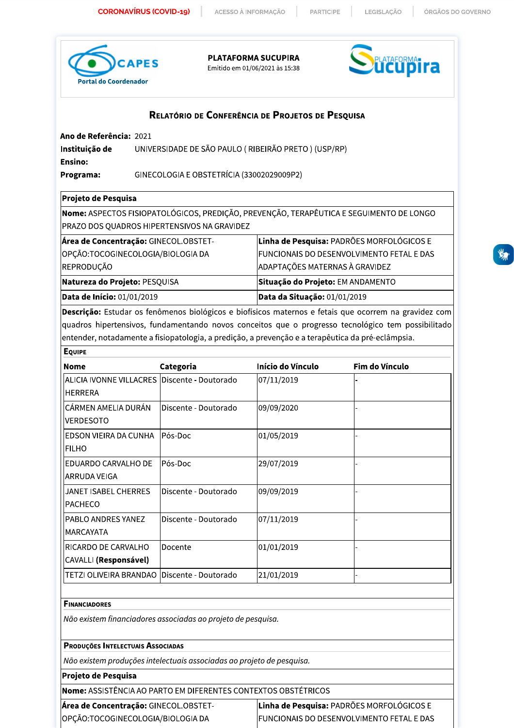PLATAFORMA SUCUPIRA
Emitido em 01/06/2021 às 15:38

## Relatório de Conferência de Projetos de Pesquisa

**Ano de Referência:** 2021
**Instituição de Ensino:** UNIVERSIDADE DE SÃO PAULO ( RIBEIRÃO PRETO ) (USP/RP)
**Programa:** GINECOLOGIA E OBSTETRÍCIA (33002029009P2)

### Projeto de Pesquisa

**Nome:** ASPECTOS FISIOPATOLÓGICOS, PREDIÇÃO, PREVENÇÃO, TERAPÊUTICA E SEGUIMENTO DE LONGO PRAZO DOS QUADROS HIPERTENSIVOS NA GRAVIDEZ

| | |
|---|---|
| **Área de Concentração:** GINECOL.OBSTET-OPÇÃO:TOCOGINECOLOGIA/BIOLOGIA DA REPRODUÇÃO | **Linha de Pesquisa:** PADRÕES MORFOLÓGICOS E FUNCIONAIS DO DESENVOLVIMENTO FETAL E DAS ADAPTAÇÕES MATERNAS À GRAVIDEZ |
| **Natureza do Projeto:** PESQUISA | **Situação do Projeto:** EM ANDAMENTO |
| **Data de Início:** 01/01/2019 | **Data da Situação:** 01/01/2019 |

**Descrição:** Estudar os fenômenos biológicos e biofísicos maternos e fetais que ocorrem na gravidez com quadros hipertensivos, fundamentando novos conceitos que o progresso tecnológico tem possibilitado entender, notadamente a fisiopatologia, a predição, a prevenção e a terapêutica da pré-eclâmpsia.

#### Equipe

| Nome | Categoria | Início do Vínculo | Fim do Vínculo |
|---|---|---|---|
| ALICIA IVONNE VILLACRES HERRERA | Discente - Doutorado | 07/11/2019 | - |
| CÁRMEN AMELIA DURÁN VERDESOTO | Discente - Doutorado | 09/09/2020 | - |
| EDSON VIEIRA DA CUNHA FILHO | Pós-Doc | 01/05/2019 | - |
| EDUARDO CARVALHO DE ARRUDA VEIGA | Pós-Doc | 29/07/2019 | - |
| JANET ISABEL CHERRES PACHECO | Discente - Doutorado | 09/09/2019 | - |
| PABLO ANDRES YANEZ MARCAYATA | Discente - Doutorado | 07/11/2019 | - |
| RICARDO DE CARVALHO CAVALLI **(Responsável)** | Docente | 01/01/2019 | - |
| TETZI OLIVEIRA BRANDAO | Discente - Doutorado | 21/01/2019 | - |

#### Financiadores

*Não existem financiadores associadas ao projeto de pesquisa.*

#### Produções Intelectuais Associadas

*Não existem produções intelectuais associadas ao projeto de pesquisa.*

### Projeto de Pesquisa

**Nome:** ASSISTÊNCIA AO PARTO EM DIFERENTES CONTEXTOS OBSTÉTRICOS

| | |
|---|---|
| **Área de Concentração:** GINECOL.OBSTET-OPÇÃO:TOCOGINECOLOGIA/BIOLOGIA DA | **Linha de Pesquisa:** PADRÕES MORFOLÓGICOS E FUNCIONAIS DO DESENVOLVIMENTO FETAL E DAS |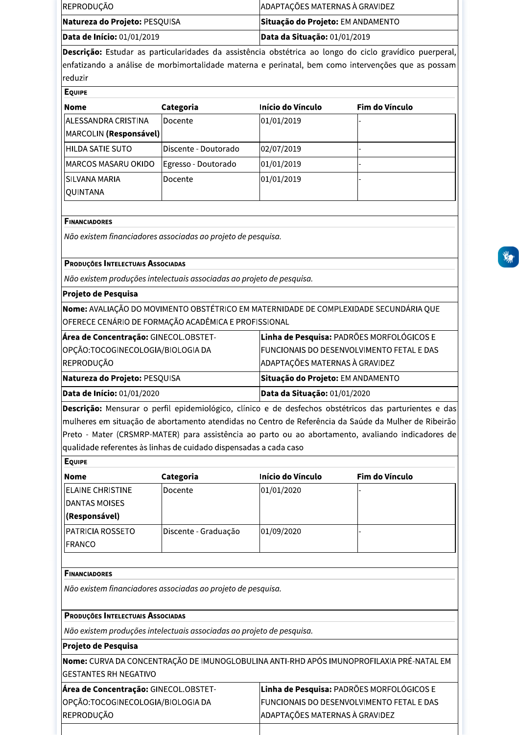| REPRODUÇÃO | ADAPTAÇÕES MATERNAS À GRAVIDEZ |
|---|---|
| **Natureza do Projeto:** PESQUISA | **Situação do Projeto:** EM ANDAMENTO |
| **Data de Início:** 01/01/2019 | **Data da Situação:** 01/01/2019 |

**Descrição:** Estudar as particularidades da assistência obstétrica ao longo do ciclo gravídico puerperal, enfatizando a análise de morbimortalidade materna e perinatal, bem como intervenções que as possam reduzir

**Equipe**

| Nome | Categoria | Início do Vínculo | Fim do Vínculo |
|---|---|---|---|
| ALESSANDRA CRISTINA MARCOLIN **(Responsável)** | Docente | 01/01/2019 | - |
| HILDA SATIE SUTO | Discente - Doutorado | 02/07/2019 | - |
| MARCOS MASARU OKIDO | Egresso - Doutorado | 01/01/2019 | - |
| SILVANA MARIA QUINTANA | Docente | 01/01/2019 | - |

**Financiadores**

*Não existem financiadores associadas ao projeto de pesquisa.*

**Produções Intelectuais Associadas**

*Não existem produções intelectuais associadas ao projeto de pesquisa.*

**Projeto de Pesquisa**

**Nome:** AVALIAÇÃO DO MOVIMENTO OBSTÉTRICO EM MATERNIDADE DE COMPLEXIDADE SECUNDÁRIA QUE OFERECE CENÁRIO DE FORMAÇÃO ACADÊMICA E PROFISSIONAL

| **Área de Concentração:** GINECOL.OBSTET-OPÇÃO:TOCOGINECOLOGIA/BIOLOGIA DA REPRODUÇÃO | **Linha de Pesquisa:** PADRÕES MORFOLÓGICOS E FUNCIONAIS DO DESENVOLVIMENTO FETAL E DAS ADAPTAÇÕES MATERNAS À GRAVIDEZ |
|---|---|
| **Natureza do Projeto:** PESQUISA | **Situação do Projeto:** EM ANDAMENTO |
| **Data de Início:** 01/01/2020 | **Data da Situação:** 01/01/2020 |

**Descrição:** Mensurar o perfil epidemiológico, clínico e de desfechos obstétricos das parturientes e das mulheres em situação de abortamento atendidas no Centro de Referência da Saúde da Mulher de Ribeirão Preto - Mater (CRSMRP-MATER) para assistência ao parto ou ao abortamento, avaliando indicadores de qualidade referentes às linhas de cuidado dispensadas a cada caso

**Equipe**

| Nome | Categoria | Início do Vínculo | Fim do Vínculo |
|---|---|---|---|
| ELAINE CHRISTINE DANTAS MOISES **(Responsável)** | Docente | 01/01/2020 | - |
| PATRICIA ROSSETO FRANCO | Discente - Graduação | 01/09/2020 | - |

**Financiadores**

*Não existem financiadores associadas ao projeto de pesquisa.*

**Produções Intelectuais Associadas**

*Não existem produções intelectuais associadas ao projeto de pesquisa.*

**Projeto de Pesquisa**

**Nome:** CURVA DA CONCENTRAÇÃO DE IMUNOGLOBULINA ANTI-RHD APÓS IMUNOPROFILAXIA PRÉ-NATAL EM GESTANTES RH NEGATIVO

| **Área de Concentração:** GINECOL.OBSTET-OPÇÃO:TOCOGINECOLOGIA/BIOLOGIA DA REPRODUÇÃO | **Linha de Pesquisa:** PADRÕES MORFOLÓGICOS E FUNCIONAIS DO DESENVOLVIMENTO FETAL E DAS ADAPTAÇÕES MATERNAS À GRAVIDEZ |
|---|---|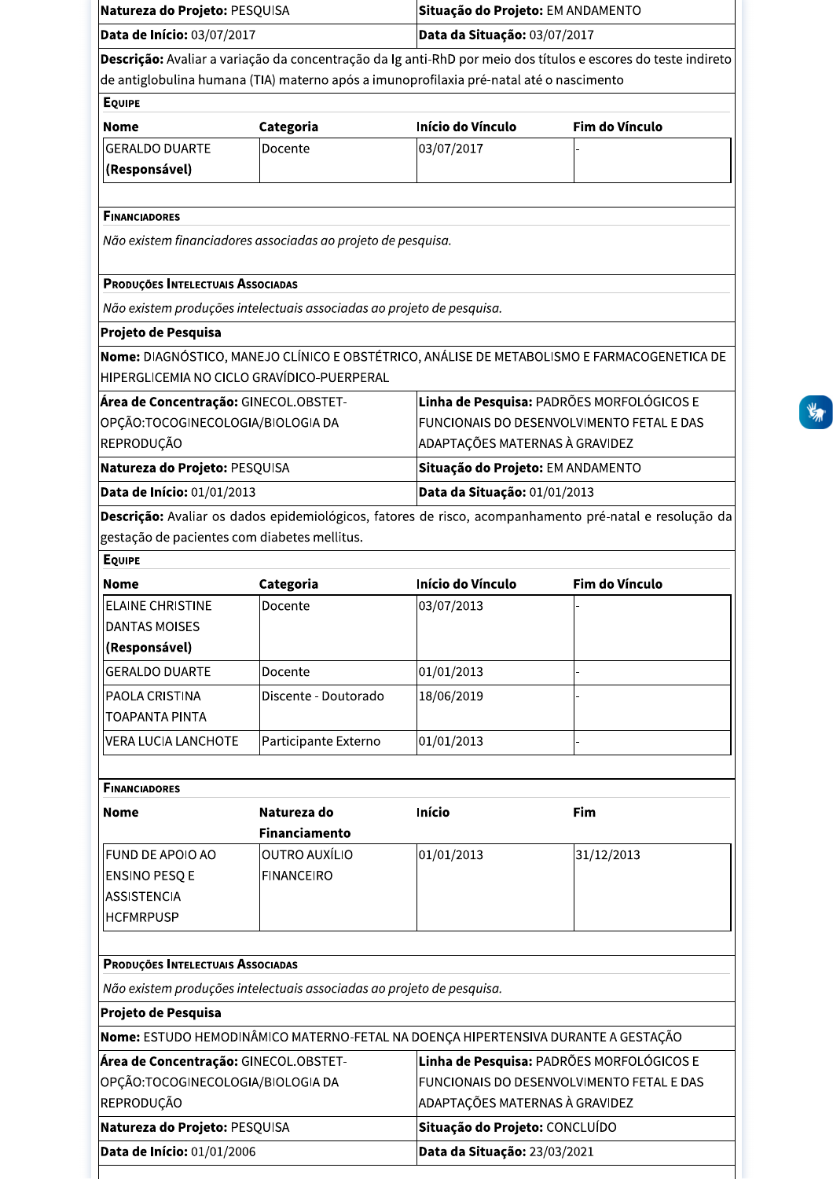| **Natureza do Projeto:** PESQUISA | **Situação do Projeto:** EM ANDAMENTO |
|---|---|
| **Data de Início:** 03/07/2017 | **Data da Situação:** 03/07/2017 |

**Descrição:** Avaliar a variação da concentração da Ig anti-RhD por meio dos títulos e escores do teste indireto de antiglobulina humana (TIA) materno após a imunoprofilaxia pré-natal até o nascimento

**Equipe**

| Nome | Categoria | Início do Vínculo | Fim do Vínculo |
|---|---|---|---|
| GERALDO DUARTE **(Responsável)** | Docente | 03/07/2017 | - |

**Financiadores**

*Não existem financiadores associadas ao projeto de pesquisa.*

**Produções Intelectuais Associadas**

*Não existem produções intelectuais associadas ao projeto de pesquisa.*

**Projeto de Pesquisa**

**Nome:** DIAGNÓSTICO, MANEJO CLÍNICO E OBSTÉTRICO, ANÁLISE DE METABOLISMO E FARMACOGENETICA DE HIPERGLICEMIA NO CICLO GRAVÍDICO-PUERPERAL

| **Área de Concentração:** GINECOL.OBSTET-OPÇÃO:TOCOGINECOLOGIA/BIOLOGIA DA REPRODUÇÃO | **Linha de Pesquisa:** PADRÕES MORFOLÓGICOS E FUNCIONAIS DO DESENVOLVIMENTO FETAL E DAS ADAPTAÇÕES MATERNAS À GRAVIDEZ |
|---|---|
| **Natureza do Projeto:** PESQUISA | **Situação do Projeto:** EM ANDAMENTO |
| **Data de Início:** 01/01/2013 | **Data da Situação:** 01/01/2013 |

**Descrição:** Avaliar os dados epidemiológicos, fatores de risco, acompanhamento pré-natal e resolução da gestação de pacientes com diabetes mellitus.

**Equipe**

| Nome | Categoria | Início do Vínculo | Fim do Vínculo |
|---|---|---|---|
| ELAINE CHRISTINE DANTAS MOISES **(Responsável)** | Docente | 03/07/2013 | - |
| GERALDO DUARTE | Docente | 01/01/2013 | - |
| PAOLA CRISTINA TOAPANTA PINTA | Discente - Doutorado | 18/06/2019 | - |
| VERA LUCIA LANCHOTE | Participante Externo | 01/01/2013 | - |

**Financiadores**

| Nome | Natureza do Financiamento | Início | Fim |
|---|---|---|---|
| FUND DE APOIO AO ENSINO PESQ E ASSISTENCIA HCFMRPUSP | OUTRO AUXÍLIO FINANCEIRO | 01/01/2013 | 31/12/2013 |

**Produções Intelectuais Associadas**

*Não existem produções intelectuais associadas ao projeto de pesquisa.*

**Projeto de Pesquisa**

**Nome:** ESTUDO HEMODINÂMICO MATERNO-FETAL NA DOENÇA HIPERTENSIVA DURANTE A GESTAÇÃO

| **Área de Concentração:** GINECOL.OBSTET-OPÇÃO:TOCOGINECOLOGIA/BIOLOGIA DA REPRODUÇÃO | **Linha de Pesquisa:** PADRÕES MORFOLÓGICOS E FUNCIONAIS DO DESENVOLVIMENTO FETAL E DAS ADAPTAÇÕES MATERNAS À GRAVIDEZ |
|---|---|
| **Natureza do Projeto:** PESQUISA | **Situação do Projeto:** CONCLUÍDO |
| **Data de Início:** 01/01/2006 | **Data da Situação:** 23/03/2021 |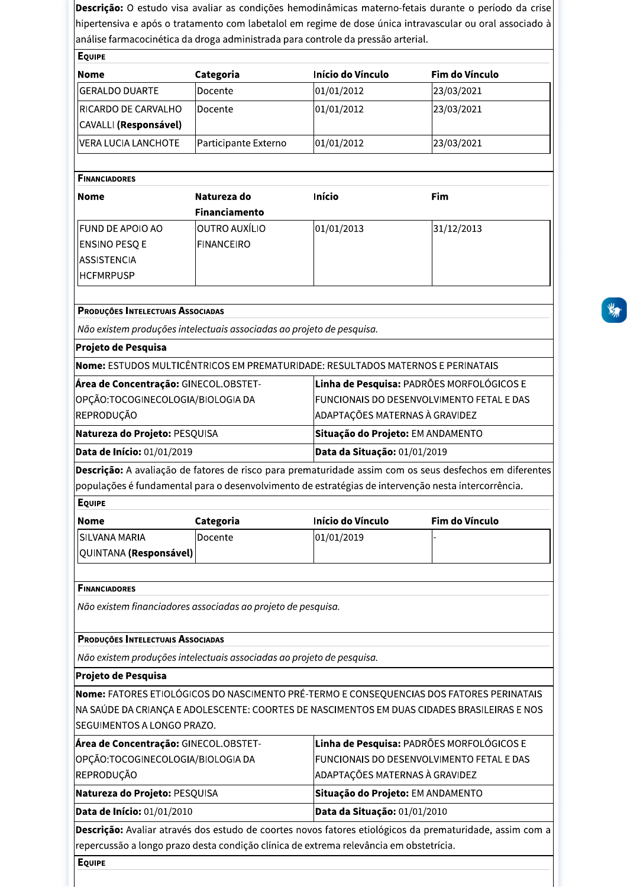**Descrição:** O estudo visa avaliar as condições hemodinâmicas materno-fetais durante o período da crise hipertensiva e após o tratamento com labetalol em regime de dose única intravascular ou oral associado à análise farmacocinética da droga administrada para controle da pressão arterial.

**Equipe**

| Nome | Categoria | Início do Vínculo | Fim do Vínculo |
|---|---|---|---|
| GERALDO DUARTE | Docente | 01/01/2012 | 23/03/2021 |
| RICARDO DE CARVALHO CAVALLI **(Responsável)** | Docente | 01/01/2012 | 23/03/2021 |
| VERA LUCIA LANCHOTE | Participante Externo | 01/01/2012 | 23/03/2021 |

**Financiadores**

| Nome | Natureza do Financiamento | Início | Fim |
|---|---|---|---|
| FUND DE APOIO AO ENSINO PESQ E ASSISTENCIA HCFMRPUSP | OUTRO AUXÍLIO FINANCEIRO | 01/01/2013 | 31/12/2013 |

**Produções Intelectuais Associadas**

*Não existem produções intelectuais associadas ao projeto de pesquisa.*

**Projeto de Pesquisa**

**Nome:** ESTUDOS MULTICÊNTRICOS EM PREMATURIDADE: RESULTADOS MATERNOS E PERINATAIS

**Área de Concentração:** GINECOL.OBSTET-OPÇÃO:TOCOGINECOLOGIA/BIOLOGIA DA REPRODUÇÃO

**Linha de Pesquisa:** PADRÕES MORFOLÓGICOS E FUNCIONAIS DO DESENVOLVIMENTO FETAL E DAS ADAPTAÇÕES MATERNAS À GRAVIDEZ

**Natureza do Projeto:** PESQUISA

**Situação do Projeto:** EM ANDAMENTO

**Data de Início:** 01/01/2019

**Data da Situação:** 01/01/2019

**Descrição:** A avaliação de fatores de risco para prematuridade assim com os seus desfechos em diferentes populações é fundamental para o desenvolvimento de estratégias de intervenção nesta intercorrência.

**Equipe**

| Nome | Categoria | Início do Vínculo | Fim do Vínculo |
|---|---|---|---|
| SILVANA MARIA QUINTANA **(Responsável)** | Docente | 01/01/2019 | - |

**Financiadores**

*Não existem financiadores associadas ao projeto de pesquisa.*

**Produções Intelectuais Associadas**

*Não existem produções intelectuais associadas ao projeto de pesquisa.*

**Projeto de Pesquisa**

**Nome:** FATORES ETIOLÓGICOS DO NASCIMENTO PRÉ-TERMO E CONSEQUENCIAS DOS FATORES PERINATAIS NA SAÚDE DA CRIANÇA E ADOLESCENTE: COORTES DE NASCIMENTOS EM DUAS CIDADES BRASILEIRAS E NOS SEGUIMENTOS A LONGO PRAZO.

**Área de Concentração:** GINECOL.OBSTET-OPÇÃO:TOCOGINECOLOGIA/BIOLOGIA DA REPRODUÇÃO

**Linha de Pesquisa:** PADRÕES MORFOLÓGICOS E FUNCIONAIS DO DESENVOLVIMENTO FETAL E DAS ADAPTAÇÕES MATERNAS À GRAVIDEZ

**Natureza do Projeto:** PESQUISA

**Situação do Projeto:** EM ANDAMENTO

**Data de Início:** 01/01/2010

**Data da Situação:** 01/01/2010

**Descrição:** Avaliar através dos estudo de coortes novos fatores etiológicos da prematuridade, assim com a repercussão a longo prazo desta condição clínica de extrema relevância em obstetrícia.

**Equipe**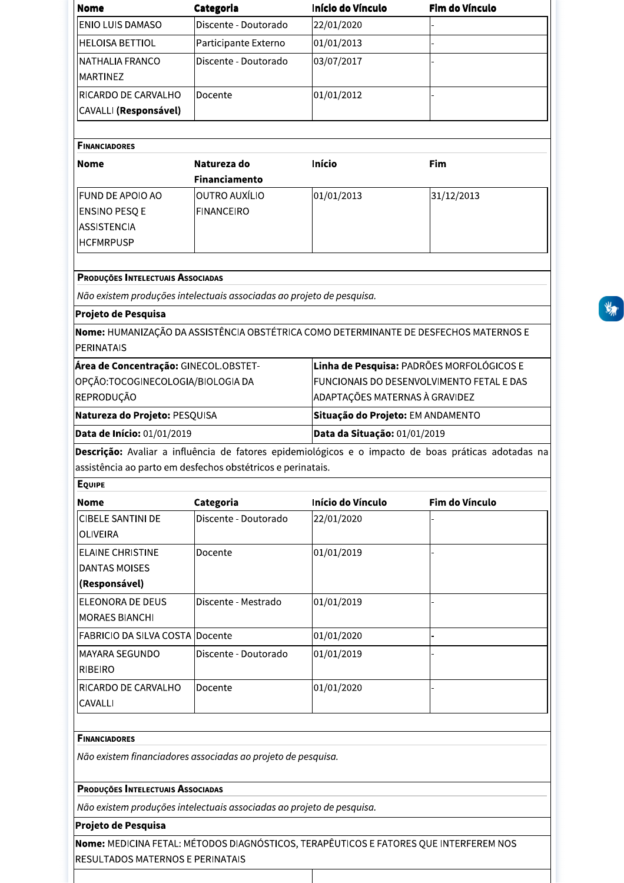| Nome | Categoria | Início do Vínculo | Fim do Vínculo |
|---|---|---|---|
| ENIO LUIS DAMASO | Discente - Doutorado | 22/01/2020 | - |
| HELOISA BETTIOL | Participante Externo | 01/01/2013 | - |
| NATHALIA FRANCO MARTINEZ | Discente - Doutorado | 03/07/2017 | - |
| RICARDO DE CARVALHO CAVALLI **(Responsável)** | Docente | 01/01/2012 | - |

**Financiadores**

| Nome | Natureza do Financiamento | Início | Fim |
|---|---|---|---|
| FUND DE APOIO AO ENSINO PESQ E ASSISTENCIA HCFMRPUSP | OUTRO AUXÍLIO FINANCEIRO | 01/01/2013 | 31/12/2013 |

**Produções Intelectuais Associadas**

*Não existem produções intelectuais associadas ao projeto de pesquisa.*

**Projeto de Pesquisa**

**Nome:** HUMANIZAÇÃO DA ASSISTÊNCIA OBSTÉTRICA COMO DETERMINANTE DE DESFECHOS MATERNOS E PERINATAIS

| | |
|---|---|
| **Área de Concentração:** GINECOL.OBSTET-OPÇÃO:TOCOGINECOLOGIA/BIOLOGIA DA REPRODUÇÃO | **Linha de Pesquisa:** PADRÕES MORFOLÓGICOS E FUNCIONAIS DO DESENVOLVIMENTO FETAL E DAS ADAPTAÇÕES MATERNAS À GRAVIDEZ |
| **Natureza do Projeto:** PESQUISA | **Situação do Projeto:** EM ANDAMENTO |
| **Data de Início:** 01/01/2019 | **Data da Situação:** 01/01/2019 |

**Descrição:** Avaliar a influência de fatores epidemiológicos e o impacto de boas práticas adotadas na assistência ao parto em desfechos obstétricos e perinatais.

**Equipe**

| Nome | Categoria | Início do Vínculo | Fim do Vínculo |
|---|---|---|---|
| CIBELE SANTINI DE OLIVEIRA | Discente - Doutorado | 22/01/2020 | - |
| ELAINE CHRISTINE DANTAS MOISES **(Responsável)** | Docente | 01/01/2019 | - |
| ELEONORA DE DEUS MORAES BIANCHI | Discente - Mestrado | 01/01/2019 | - |
| FABRICIO DA SILVA COSTA | Docente | 01/01/2020 | - |
| MAYARA SEGUNDO RIBEIRO | Discente - Doutorado | 01/01/2019 | - |
| RICARDO DE CARVALHO CAVALLI | Docente | 01/01/2020 | - |

**Financiadores**

*Não existem financiadores associadas ao projeto de pesquisa.*

**Produções Intelectuais Associadas**

*Não existem produções intelectuais associadas ao projeto de pesquisa.*

**Projeto de Pesquisa**

**Nome:** MEDICINA FETAL: MÉTODOS DIAGNÓSTICOS, TERAPÊUTICOS E FATORES QUE INTERFEREM NOS RESULTADOS MATERNOS E PERINATAIS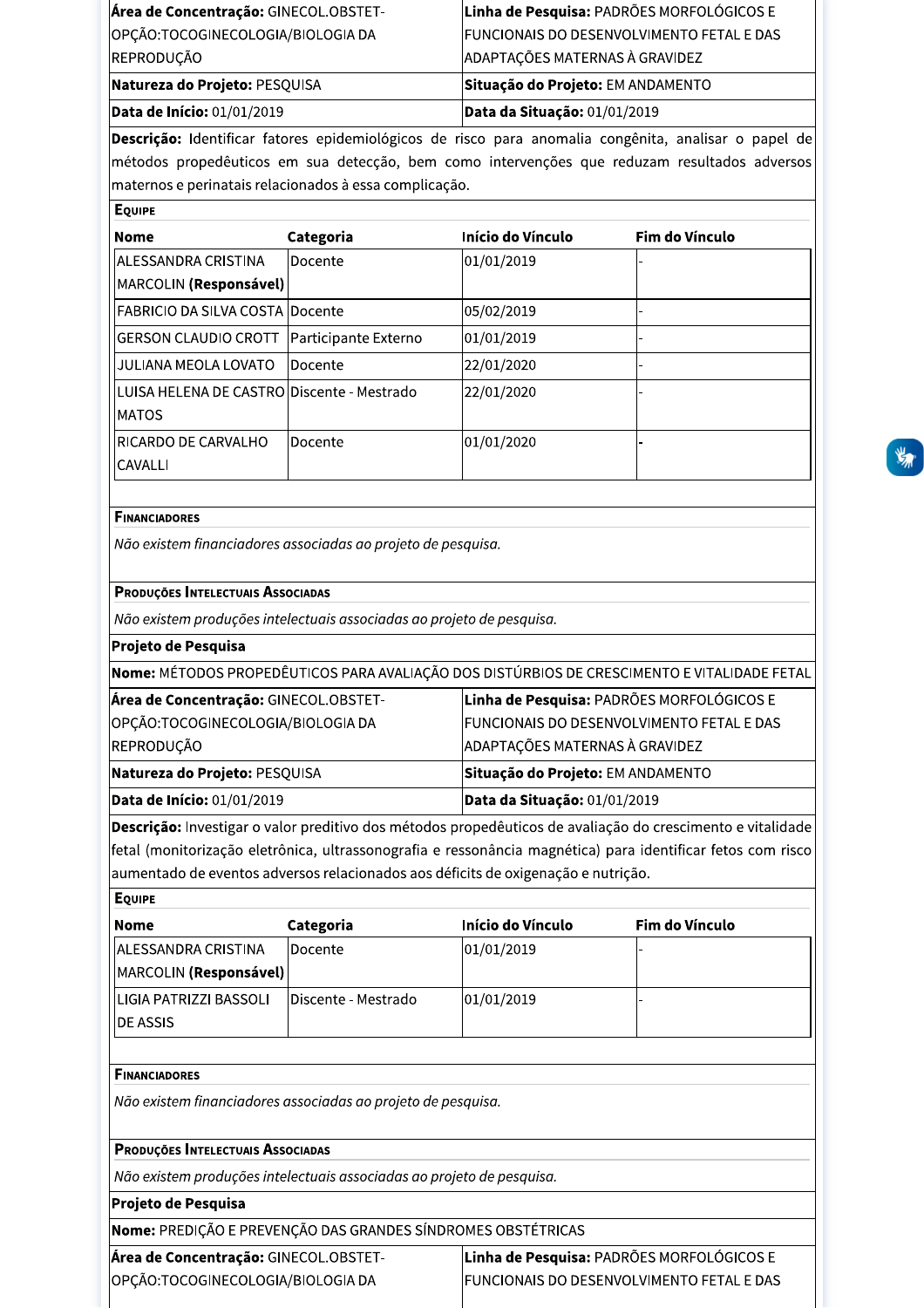| **Área de Concentração:** GINECOL.OBSTET-OPÇÃO:TOCOGINECOLOGIA/BIOLOGIA DA REPRODUÇÃO | **Linha de Pesquisa:** PADRÕES MORFOLÓGICOS E FUNCIONAIS DO DESENVOLVIMENTO FETAL E DAS ADAPTAÇÕES MATERNAS À GRAVIDEZ |
|---|---|
| **Natureza do Projeto:** PESQUISA | **Situação do Projeto:** EM ANDAMENTO |
| **Data de Início:** 01/01/2019 | **Data da Situação:** 01/01/2019 |

**Descrição:** Identificar fatores epidemiológicos de risco para anomalia congênita, analisar o papel de métodos propedêuticos em sua detecção, bem como intervenções que reduzam resultados adversos maternos e perinatais relacionados à essa complicação.

**Equipe**

| Nome | Categoria | Início do Vínculo | Fim do Vínculo |
|---|---|---|---|
| ALESSANDRA CRISTINA MARCOLIN **(Responsável)** | Docente | 01/01/2019 | - |
| FABRICIO DA SILVA COSTA | Docente | 05/02/2019 | - |
| GERSON CLAUDIO CROTT | Participante Externo | 01/01/2019 | - |
| JULIANA MEOLA LOVATO | Docente | 22/01/2020 | - |
| LUISA HELENA DE CASTRO MATOS | Discente - Mestrado | 22/01/2020 | - |
| RICARDO DE CARVALHO CAVALLI | Docente | 01/01/2020 | - |

**Financiadores**

*Não existem financiadores associadas ao projeto de pesquisa.*

**Produções Intelectuais Associadas**

*Não existem produções intelectuais associadas ao projeto de pesquisa.*

**Projeto de Pesquisa**

**Nome:** MÉTODOS PROPEDÊUTICOS PARA AVALIAÇÃO DOS DISTÚRBIOS DE CRESCIMENTO E VITALIDADE FETAL

| **Área de Concentração:** GINECOL.OBSTET-OPÇÃO:TOCOGINECOLOGIA/BIOLOGIA DA REPRODUÇÃO | **Linha de Pesquisa:** PADRÕES MORFOLÓGICOS E FUNCIONAIS DO DESENVOLVIMENTO FETAL E DAS ADAPTAÇÕES MATERNAS À GRAVIDEZ |
|---|---|
| **Natureza do Projeto:** PESQUISA | **Situação do Projeto:** EM ANDAMENTO |
| **Data de Início:** 01/01/2019 | **Data da Situação:** 01/01/2019 |

**Descrição:** Investigar o valor preditivo dos métodos propedêuticos de avaliação do crescimento e vitalidade fetal (monitorização eletrônica, ultrassonografia e ressonância magnética) para identificar fetos com risco aumentado de eventos adversos relacionados aos déficits de oxigenação e nutrição.

**Equipe**

| Nome | Categoria | Início do Vínculo | Fim do Vínculo |
|---|---|---|---|
| ALESSANDRA CRISTINA MARCOLIN **(Responsável)** | Docente | 01/01/2019 | - |
| LIGIA PATRIZZI BASSOLI DE ASSIS | Discente - Mestrado | 01/01/2019 | - |

**Financiadores**

*Não existem financiadores associadas ao projeto de pesquisa.*

**Produções Intelectuais Associadas**

*Não existem produções intelectuais associadas ao projeto de pesquisa.*

**Projeto de Pesquisa**

**Nome:** PREDIÇÃO E PREVENÇÃO DAS GRANDES SÍNDROMES OBSTÉTRICAS

| **Área de Concentração:** GINECOL.OBSTET-OPÇÃO:TOCOGINECOLOGIA/BIOLOGIA DA | **Linha de Pesquisa:** PADRÕES MORFOLÓGICOS E FUNCIONAIS DO DESENVOLVIMENTO FETAL E DAS |
|---|---|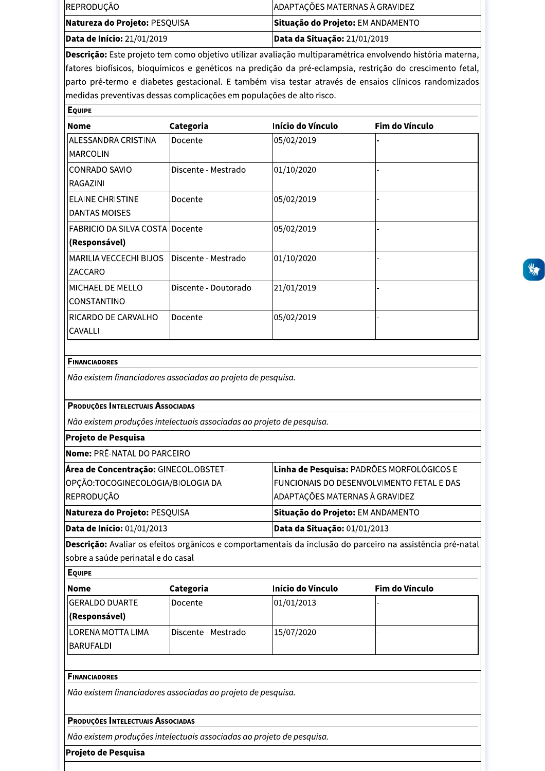| | |
|---|---|
| REPRODUÇÃO | ADAPTAÇÕES MATERNAS À GRAVIDEZ |
| **Natureza do Projeto:** PESQUISA | **Situação do Projeto:** EM ANDAMENTO |
| **Data de Início:** 21/01/2019 | **Data da Situação:** 21/01/2019 |

**Descrição:** Este projeto tem como objetivo utilizar avaliação multiparamétrica envolvendo história materna, fatores biofísicos, bioquímicos e genéticos na predição da pré-eclampsia, restrição do crescimento fetal, parto pré-termo e diabetes gestacional. E também visa testar através de ensaios clínicos randomizados medidas preventivas dessas complicações em populações de alto risco.

**Equipe**

| Nome | Categoria | Início do Vínculo | Fim do Vínculo |
|---|---|---|---|
| ALESSANDRA CRISTINA MARCOLIN | Docente | 05/02/2019 | - |
| CONRADO SAVIO RAGAZINI | Discente - Mestrado | 01/10/2020 | - |
| ELAINE CHRISTINE DANTAS MOISES | Docente | 05/02/2019 | - |
| FABRICIO DA SILVA COSTA **(Responsável)** | Docente | 05/02/2019 | - |
| MARILIA VECCECHI BIJOS ZACCARO | Discente - Mestrado | 01/10/2020 | - |
| MICHAEL DE MELLO CONSTANTINO | Discente - Doutorado | 21/01/2019 | - |
| RICARDO DE CARVALHO CAVALLI | Docente | 05/02/2019 | - |

**Financiadores**

*Não existem financiadores associadas ao projeto de pesquisa.*

**Produções Intelectuais Associadas**

*Não existem produções intelectuais associadas ao projeto de pesquisa.*

**Projeto de Pesquisa**

**Nome:** PRÉ-NATAL DO PARCEIRO

| | |
|---|---|
| **Área de Concentração:** GINECOL.OBSTET-OPÇÃO:TOCOGINECOLOGIA/BIOLOGIA DA REPRODUÇÃO | **Linha de Pesquisa:** PADRÕES MORFOLÓGICOS E FUNCIONAIS DO DESENVOLVIMENTO FETAL E DAS ADAPTAÇÕES MATERNAS À GRAVIDEZ |
| **Natureza do Projeto:** PESQUISA | **Situação do Projeto:** EM ANDAMENTO |
| **Data de Início:** 01/01/2013 | **Data da Situação:** 01/01/2013 |

**Descrição:** Avaliar os efeitos orgânicos e comportamentais da inclusão do parceiro na assistência pré-natal sobre a saúde perinatal e do casal

**Equipe**

| Nome | Categoria | Início do Vínculo | Fim do Vínculo |
|---|---|---|---|
| GERALDO DUARTE **(Responsável)** | Docente | 01/01/2013 | - |
| LORENA MOTTA LIMA BARUFALDI | Discente - Mestrado | 15/07/2020 | - |

**Financiadores**

*Não existem financiadores associadas ao projeto de pesquisa.*

**Produções Intelectuais Associadas**

*Não existem produções intelectuais associadas ao projeto de pesquisa.*

**Projeto de Pesquisa**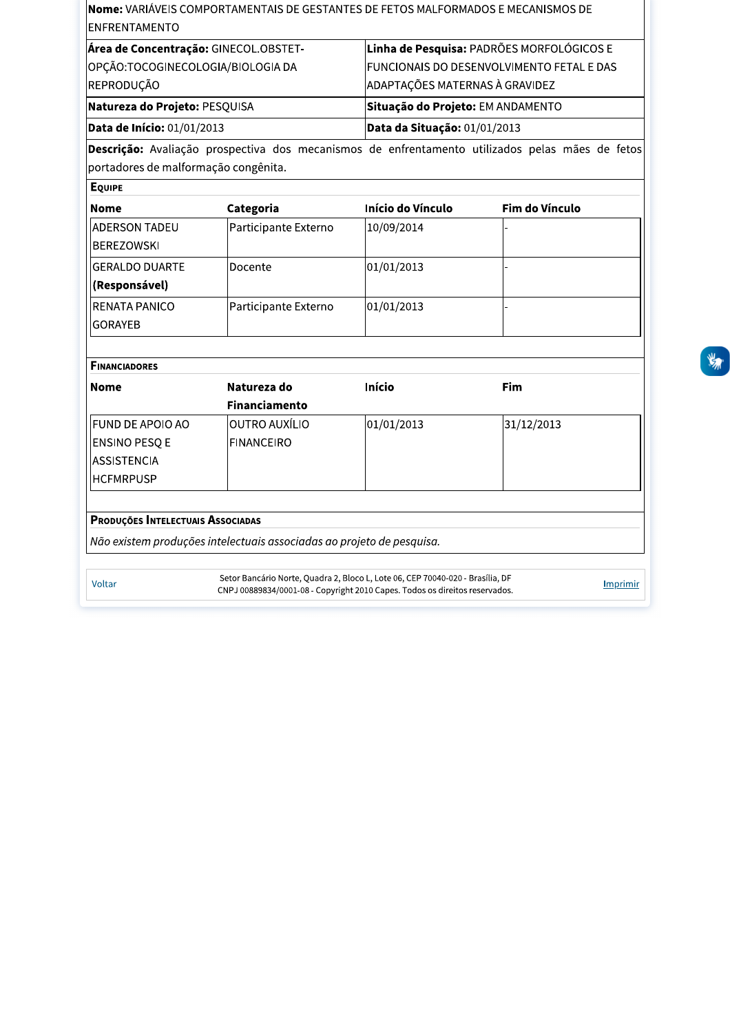**Nome:** VARIÁVEIS COMPORTAMENTAIS DE GESTANTES DE FETOS MALFORMADOS E MECANISMOS DE ENFRENTAMENTO

| | |
|---|---|
| **Área de Concentração:** GINECOL.OBSTET-OPÇÃO:TOCOGINECOLOGIA/BIOLOGIA DA REPRODUÇÃO | **Linha de Pesquisa:** PADRÕES MORFOLÓGICOS E FUNCIONAIS DO DESENVOLVIMENTO FETAL E DAS ADAPTAÇÕES MATERNAS À GRAVIDEZ |
| **Natureza do Projeto:** PESQUISA | **Situação do Projeto:** EM ANDAMENTO |
| **Data de Início:** 01/01/2013 | **Data da Situação:** 01/01/2013 |

**Descrição:** Avaliação prospectiva dos mecanismos de enfrentamento utilizados pelas mães de fetos portadores de malformação congênita.

**Equipe**

| Nome | Categoria | Início do Vínculo | Fim do Vínculo |
|---|---|---|---|
| ADERSON TADEU BEREZOWSKI | Participante Externo | 10/09/2014 | - |
| GERALDO DUARTE **(Responsável)** | Docente | 01/01/2013 | - |
| RENATA PANICO GORAYEB | Participante Externo | 01/01/2013 | - |

**Financiadores**

| Nome | Natureza do Financiamento | Início | Fim |
|---|---|---|---|
| FUND DE APOIO AO ENSINO PESQ E ASSISTENCIA HCFMRPUSP | OUTRO AUXÍLIO FINANCEIRO | 01/01/2013 | 31/12/2013 |

**Produções Intelectuais Associadas**

*Não existem produções intelectuais associadas ao projeto de pesquisa.*

Voltar

Setor Bancário Norte, Quadra 2, Bloco L, Lote 06, CEP 70040-020 - Brasília, DF
CNPJ 00889834/0001-08 - Copyright 2010 Capes. Todos os direitos reservados.

Imprimir